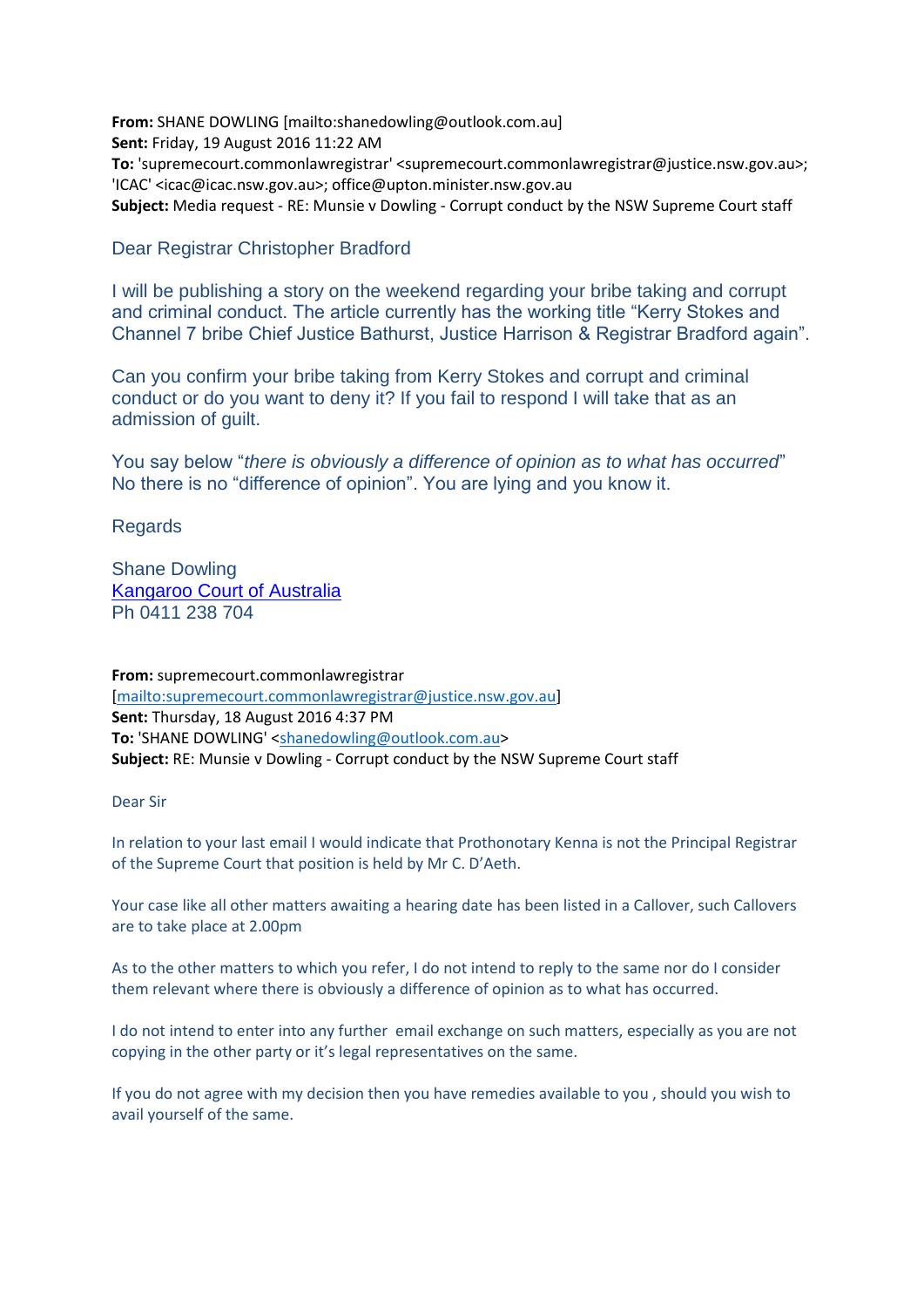**From:** SHANE DOWLING [mailto:shanedowling@outlook.com.au]
**Sent:** Friday, 19 August 2016 11:22 AM
**To:** 'supremecourt.commonlawregistrar' <supremecourt.commonlawregistrar@justice.nsw.gov.au>; 'ICAC' <icac@icac.nsw.gov.au>; office@upton.minister.nsw.gov.au
**Subject:** Media request - RE: Munsie v Dowling - Corrupt conduct by the NSW Supreme Court staff

Dear Registrar Christopher Bradford

I will be publishing a story on the weekend regarding your bribe taking and corrupt and criminal conduct. The article currently has the working title "Kerry Stokes and Channel 7 bribe Chief Justice Bathurst, Justice Harrison & Registrar Bradford again".

Can you confirm your bribe taking from Kerry Stokes and corrupt and criminal conduct or do you want to deny it? If you fail to respond I will take that as an admission of guilt.

You say below "*there is obviously a difference of opinion as to what has occurred*" No there is no "difference of opinion". You are lying and you know it.

Regards

Shane Dowling
[Kangaroo Court of Australia]
Ph 0411 238 704

**From:** supremecourt.commonlawregistrar
[mailto:supremecourt.commonlawregistrar@justice.nsw.gov.au]
**Sent:** Thursday, 18 August 2016 4:37 PM
**To:** 'SHANE DOWLING' <shanedowling@outlook.com.au>
**Subject:** RE: Munsie v Dowling - Corrupt conduct by the NSW Supreme Court staff

Dear Sir

In relation to your last email I would indicate that Prothonotary Kenna is not the Principal Registrar of the Supreme Court that position is held by Mr C. D'Aeth.

Your case like all other matters awaiting a hearing date has been listed in a Callover, such Callovers are to take place at 2.00pm

As to the other matters to which you refer, I do not intend to reply to the same nor do I consider them relevant where there is obviously a difference of opinion as to what has occurred.

I do not intend to enter into any further email exchange on such matters, especially as you are not copying in the other party or it's legal representatives on the same.

If you do not agree with my decision then you have remedies available to you , should you wish to avail yourself of the same.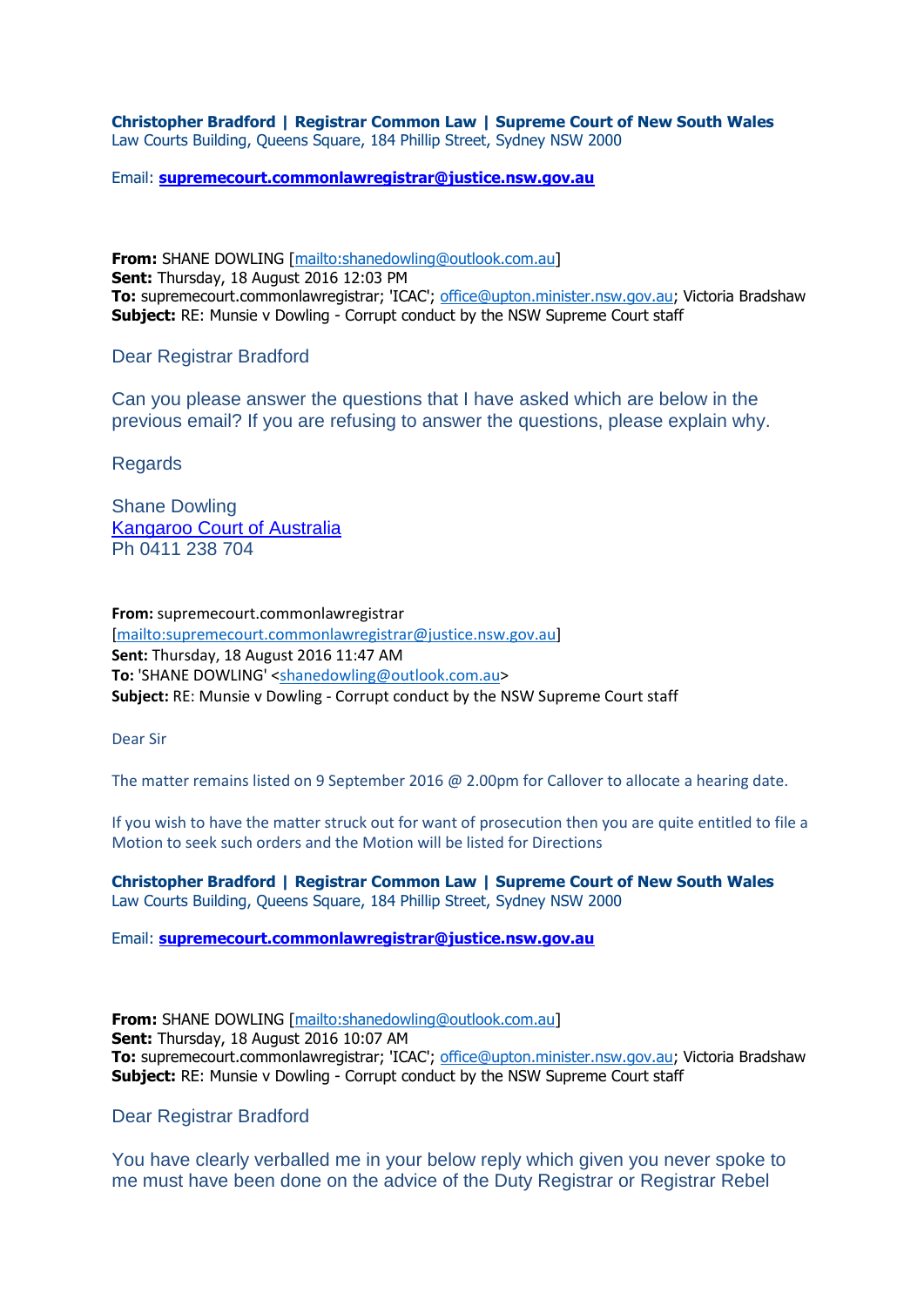**Christopher Bradford | Registrar Common Law | Supreme Court of New South Wales**
Law Courts Building, Queens Square, 184 Phillip Street, Sydney NSW 2000

Email: **supremecourt.commonlawregistrar@justice.nsw.gov.au**

**From:** SHANE DOWLING [mailto:shanedowling@outlook.com.au]
**Sent:** Thursday, 18 August 2016 12:03 PM
**To:** supremecourt.commonlawregistrar; 'ICAC'; office@upton.minister.nsw.gov.au; Victoria Bradshaw
**Subject:** RE: Munsie v Dowling - Corrupt conduct by the NSW Supreme Court staff

Dear Registrar Bradford

Can you please answer the questions that I have asked which are below in the previous email? If you are refusing to answer the questions, please explain why.

Regards

Shane Dowling
Kangaroo Court of Australia
Ph 0411 238 704

**From:** supremecourt.commonlawregistrar
[mailto:supremecourt.commonlawregistrar@justice.nsw.gov.au]
**Sent:** Thursday, 18 August 2016 11:47 AM
**To:** 'SHANE DOWLING' <shanedowling@outlook.com.au>
**Subject:** RE: Munsie v Dowling - Corrupt conduct by the NSW Supreme Court staff

Dear Sir

The matter remains listed on 9 September 2016 @ 2.00pm for Callover to allocate a hearing date.

If you wish to have the matter struck out for want of prosecution then you are quite entitled to file a Motion to seek such orders and the Motion will be listed for Directions

**Christopher Bradford | Registrar Common Law | Supreme Court of New South Wales**
Law Courts Building, Queens Square, 184 Phillip Street, Sydney NSW 2000

Email: **supremecourt.commonlawregistrar@justice.nsw.gov.au**

**From:** SHANE DOWLING [mailto:shanedowling@outlook.com.au]
**Sent:** Thursday, 18 August 2016 10:07 AM
**To:** supremecourt.commonlawregistrar; 'ICAC'; office@upton.minister.nsw.gov.au; Victoria Bradshaw
**Subject:** RE: Munsie v Dowling - Corrupt conduct by the NSW Supreme Court staff

Dear Registrar Bradford

You have clearly verballed me in your below reply which given you never spoke to me must have been done on the advice of the Duty Registrar or Registrar Rebel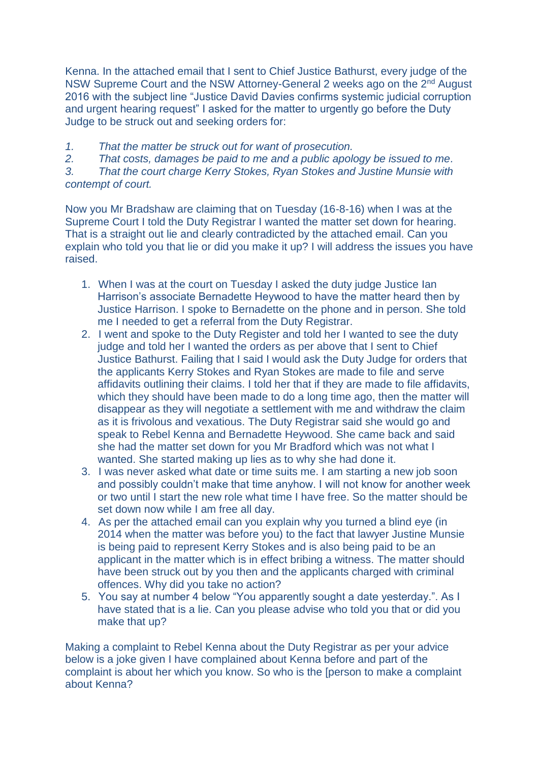Kenna. In the attached email that I sent to Chief Justice Bathurst, every judge of the NSW Supreme Court and the NSW Attorney-General 2 weeks ago on the 2nd August 2016 with the subject line "Justice David Davies confirms systemic judicial corruption and urgent hearing request" I asked for the matter to urgently go before the Duty Judge to be struck out and seeking orders for:

*1. That the matter be struck out for want of prosecution.*
*2. That costs, damages be paid to me and a public apology be issued to me.*
*3. That the court charge Kerry Stokes, Ryan Stokes and Justine Munsie with contempt of court.*

Now you Mr Bradshaw are claiming that on Tuesday (16-8-16) when I was at the Supreme Court I told the Duty Registrar I wanted the matter set down for hearing. That is a straight out lie and clearly contradicted by the attached email. Can you explain who told you that lie or did you make it up? I will address the issues you have raised.

1. When I was at the court on Tuesday I asked the duty judge Justice Ian Harrison's associate Bernadette Heywood to have the matter heard then by Justice Harrison. I spoke to Bernadette on the phone and in person. She told me I needed to get a referral from the Duty Registrar.
2. I went and spoke to the Duty Register and told her I wanted to see the duty judge and told her I wanted the orders as per above that I sent to Chief Justice Bathurst. Failing that I said I would ask the Duty Judge for orders that the applicants Kerry Stokes and Ryan Stokes are made to file and serve affidavits outlining their claims. I told her that if they are made to file affidavits, which they should have been made to do a long time ago, then the matter will disappear as they will negotiate a settlement with me and withdraw the claim as it is frivolous and vexatious. The Duty Registrar said she would go and speak to Rebel Kenna and Bernadette Heywood. She came back and said she had the matter set down for you Mr Bradford which was not what I wanted. She started making up lies as to why she had done it.
3. I was never asked what date or time suits me. I am starting a new job soon and possibly couldn't make that time anyhow. I will not know for another week or two until I start the new role what time I have free. So the matter should be set down now while I am free all day.
4. As per the attached email can you explain why you turned a blind eye (in 2014 when the matter was before you) to the fact that lawyer Justine Munsie is being paid to represent Kerry Stokes and is also being paid to be an applicant in the matter which is in effect bribing a witness. The matter should have been struck out by you then and the applicants charged with criminal offences. Why did you take no action?
5. You say at number 4 below "You apparently sought a date yesterday.". As I have stated that is a lie. Can you please advise who told you that or did you make that up?

Making a complaint to Rebel Kenna about the Duty Registrar as per your advice below is a joke given I have complained about Kenna before and part of the complaint is about her which you know. So who is the [person to make a complaint about Kenna?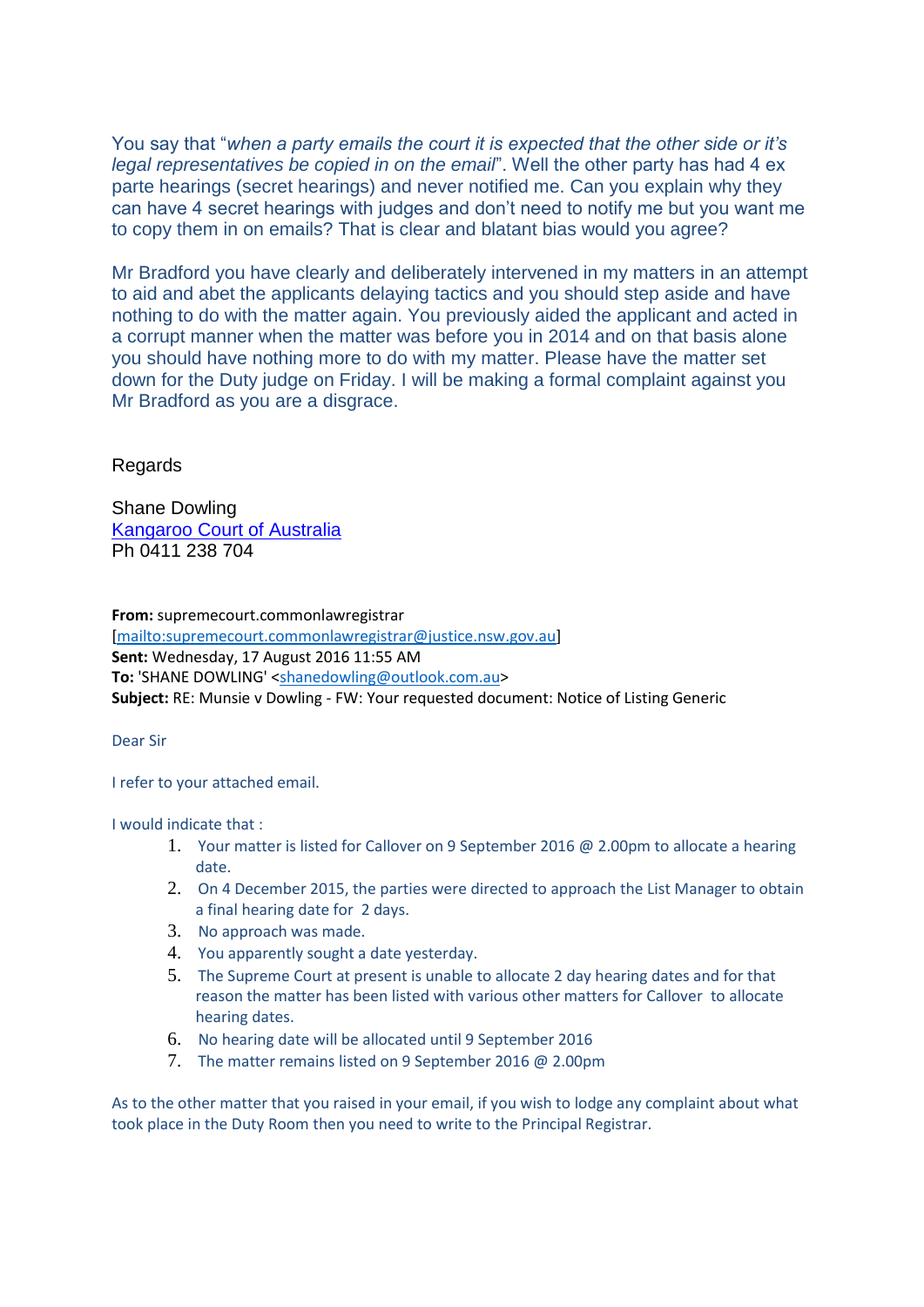You say that "*when a party emails the court it is expected that the other side or it's legal representatives be copied in on the email*". Well the other party has had 4 ex parte hearings (secret hearings) and never notified me. Can you explain why they can have 4 secret hearings with judges and don't need to notify me but you want me to copy them in on emails? That is clear and blatant bias would you agree?

Mr Bradford you have clearly and deliberately intervened in my matters in an attempt to aid and abet the applicants delaying tactics and you should step aside and have nothing to do with the matter again. You previously aided the applicant and acted in a corrupt manner when the matter was before you in 2014 and on that basis alone you should have nothing more to do with my matter. Please have the matter set down for the Duty judge on Friday. I will be making a formal complaint against you Mr Bradford as you are a disgrace.

Regards

Shane Dowling
[Kangaroo Court of Australia]
Ph 0411 238 704

**From:** supremecourt.commonlawregistrar [mailto:supremecourt.commonlawregistrar@justice.nsw.gov.au]
**Sent:** Wednesday, 17 August 2016 11:55 AM
**To:** 'SHANE DOWLING' <shanedowling@outlook.com.au>
**Subject:** RE: Munsie v Dowling - FW: Your requested document: Notice of Listing Generic

Dear Sir

I refer to your attached email.

I would indicate that :

1. Your matter is listed for Callover on 9 September 2016 @ 2.00pm to allocate a hearing date.
2. On 4 December 2015, the parties were directed to approach the List Manager to obtain a final hearing date for 2 days.
3. No approach was made.
4. You apparently sought a date yesterday.
5. The Supreme Court at present is unable to allocate 2 day hearing dates and for that reason the matter has been listed with various other matters for Callover to allocate hearing dates.
6. No hearing date will be allocated until 9 September 2016
7. The matter remains listed on 9 September 2016 @ 2.00pm

As to the other matter that you raised in your email, if you wish to lodge any complaint about what took place in the Duty Room then you need to write to the Principal Registrar.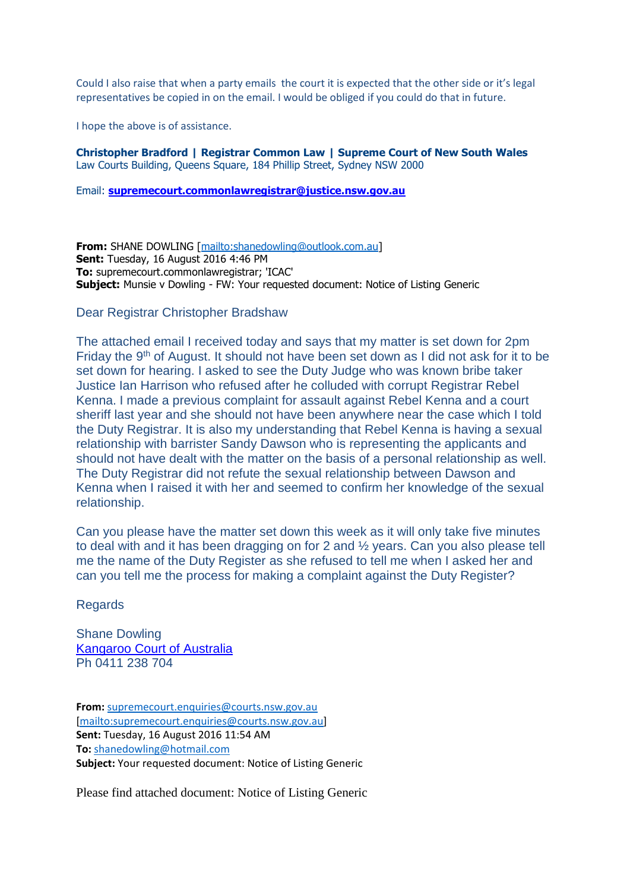Could I also raise that when a party emails the court it is expected that the other side or it's legal representatives be copied in on the email. I would be obliged if you could do that in future.

I hope the above is of assistance.

**Christopher Bradford | Registrar Common Law | Supreme Court of New South Wales**
Law Courts Building, Queens Square, 184 Phillip Street, Sydney NSW 2000

Email: **supremecourt.commonlawregistrar@justice.nsw.gov.au**

**From:** SHANE DOWLING [mailto:shanedowling@outlook.com.au]
**Sent:** Tuesday, 16 August 2016 4:46 PM
**To:** supremecourt.commonlawregistrar; 'ICAC'
**Subject:** Munsie v Dowling - FW: Your requested document: Notice of Listing Generic

Dear Registrar Christopher Bradshaw

The attached email I received today and says that my matter is set down for 2pm Friday the 9th of August. It should not have been set down as I did not ask for it to be set down for hearing. I asked to see the Duty Judge who was known bribe taker Justice Ian Harrison who refused after he colluded with corrupt Registrar Rebel Kenna. I made a previous complaint for assault against Rebel Kenna and a court sheriff last year and she should not have been anywhere near the case which I told the Duty Registrar. It is also my understanding that Rebel Kenna is having a sexual relationship with barrister Sandy Dawson who is representing the applicants and should not have dealt with the matter on the basis of a personal relationship as well. The Duty Registrar did not refute the sexual relationship between Dawson and Kenna when I raised it with her and seemed to confirm her knowledge of the sexual relationship.

Can you please have the matter set down this week as it will only take five minutes to deal with and it has been dragging on for 2 and ½ years. Can you also please tell me the name of the Duty Register as she refused to tell me when I asked her and can you tell me the process for making a complaint against the Duty Register?

Regards

Shane Dowling
Kangaroo Court of Australia
Ph 0411 238 704

**From:** supremecourt.enquiries@courts.nsw.gov.au [mailto:supremecourt.enquiries@courts.nsw.gov.au]
**Sent:** Tuesday, 16 August 2016 11:54 AM
**To:** shanedowling@hotmail.com
**Subject:** Your requested document: Notice of Listing Generic

Please find attached document: Notice of Listing Generic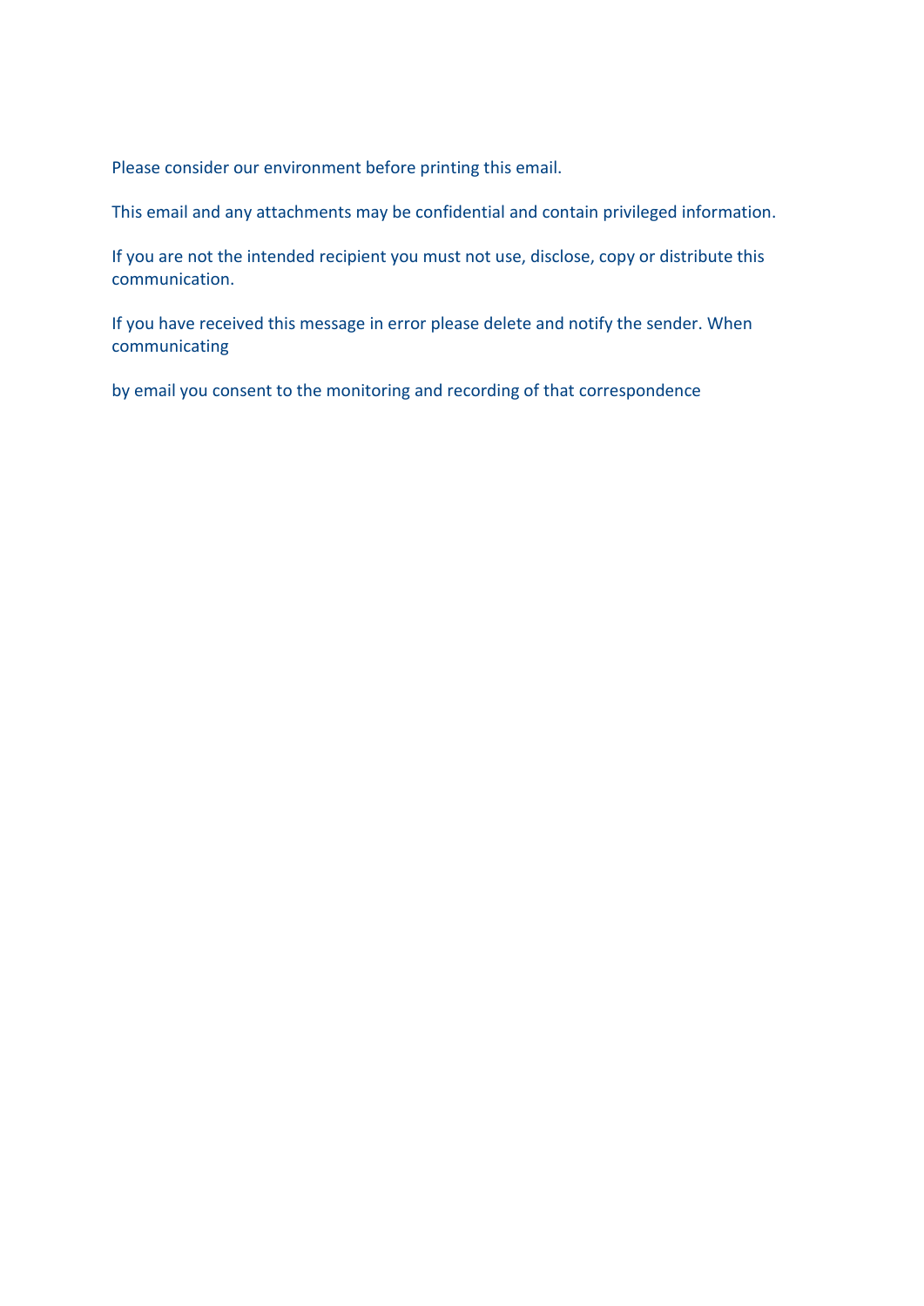Please consider our environment before printing this email.

This email and any attachments may be confidential and contain privileged information.

If you are not the intended recipient you must not use, disclose, copy or distribute this communication.

If you have received this message in error please delete and notify the sender. When communicating

by email you consent to the monitoring and recording of that correspondence